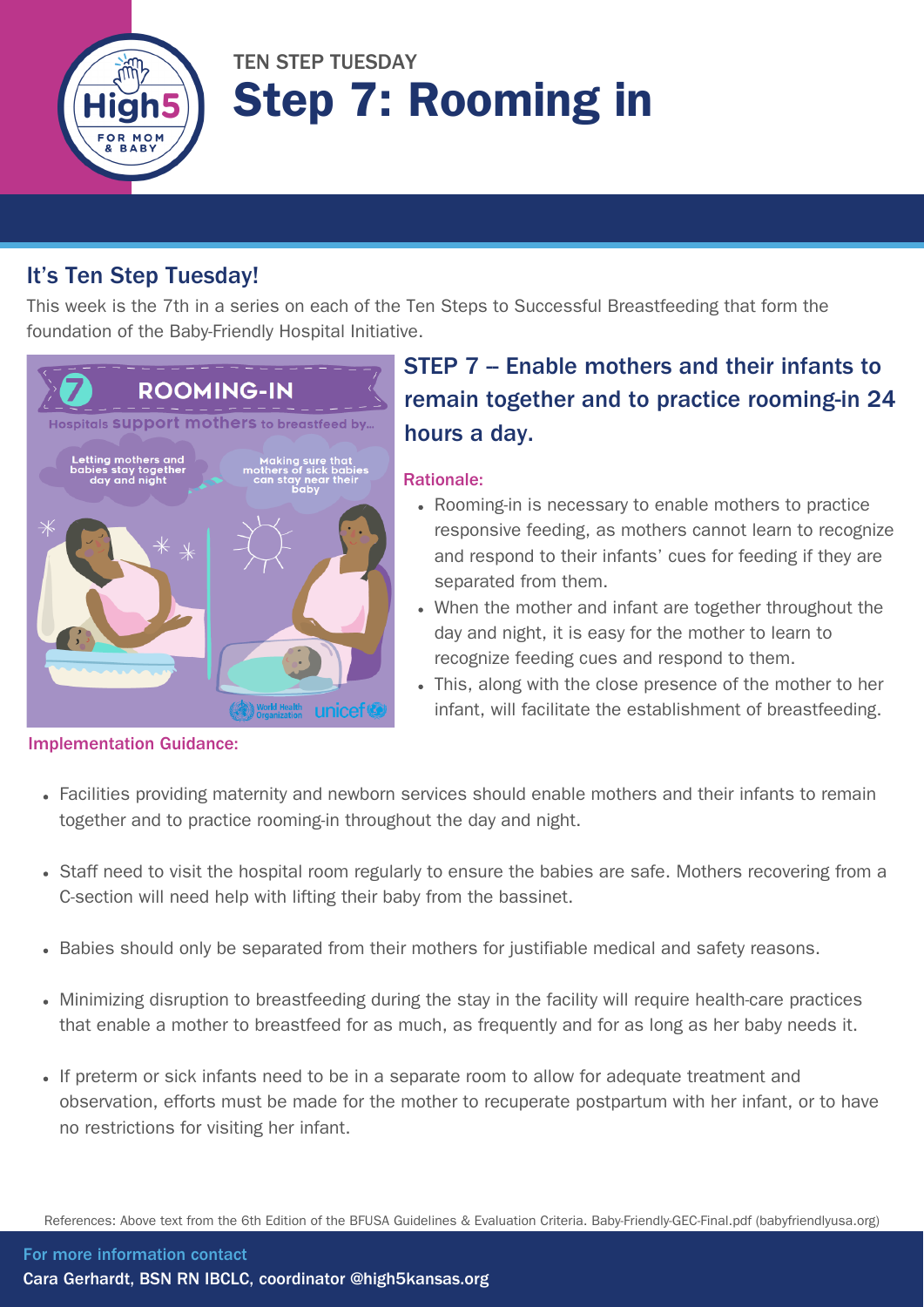TEN STEP TUESDAY

# Step 7: Rooming in

## It's Ten Step Tuesday!

This week is the 7th in a series on each of the Ten Steps to Successful Breastfeeding that form the foundation of the Baby-Friendly Hospital Initiative.

### STEP 7 – Enable mothers and their infants to remain together and to practice rooming-in 24 hours a day.

**Rationale:**

- Rooming-in is necessary to enable mothers to practice responsive feeding, as mothers cannot learn to recognize and respond to their infants' cues for feeding if they are separated from them.
- When the mother and infant are together throughout the day and night, it is easy for the mother to learn to recognize feeding cues and respond to them.
- This, along with the close presence of the mother to her infant, will facilitate the establishment of breastfeeding.

**Implementation Guidance:**

- Facilities providing maternity and newborn services should enable mothers and their infants to remain together and to practice rooming-in throughout the day and night.
- Staff need to visit the hospital room regularly to ensure the babies are safe. Mothers recovering from a C-section will need help with lifting their baby from the bassinet.
- Babies should only be separated from their mothers for justifiable medical and safety reasons.
- Minimizing disruption to breastfeeding during the stay in the facility will require health-care practices that enable a mother to breastfeed for as much, as frequently and for as long as her baby needs it.
- If preterm or sick infants need to be in a separate room to allow for adequate treatment and observation, efforts must be made for the mother to recuperate postpartum with her infant, or to have no restrictions for visiting her infant.

References: Above text from the 6th Edition of the BFUSA Guidelines & Evaluation Criteria. Baby-Friendly-GEC-Final.pdf (babyfriendlyusa.org)

For more information contact
Cara Gerhardt, BSN RN IBCLC, coordinator @high5kansas.org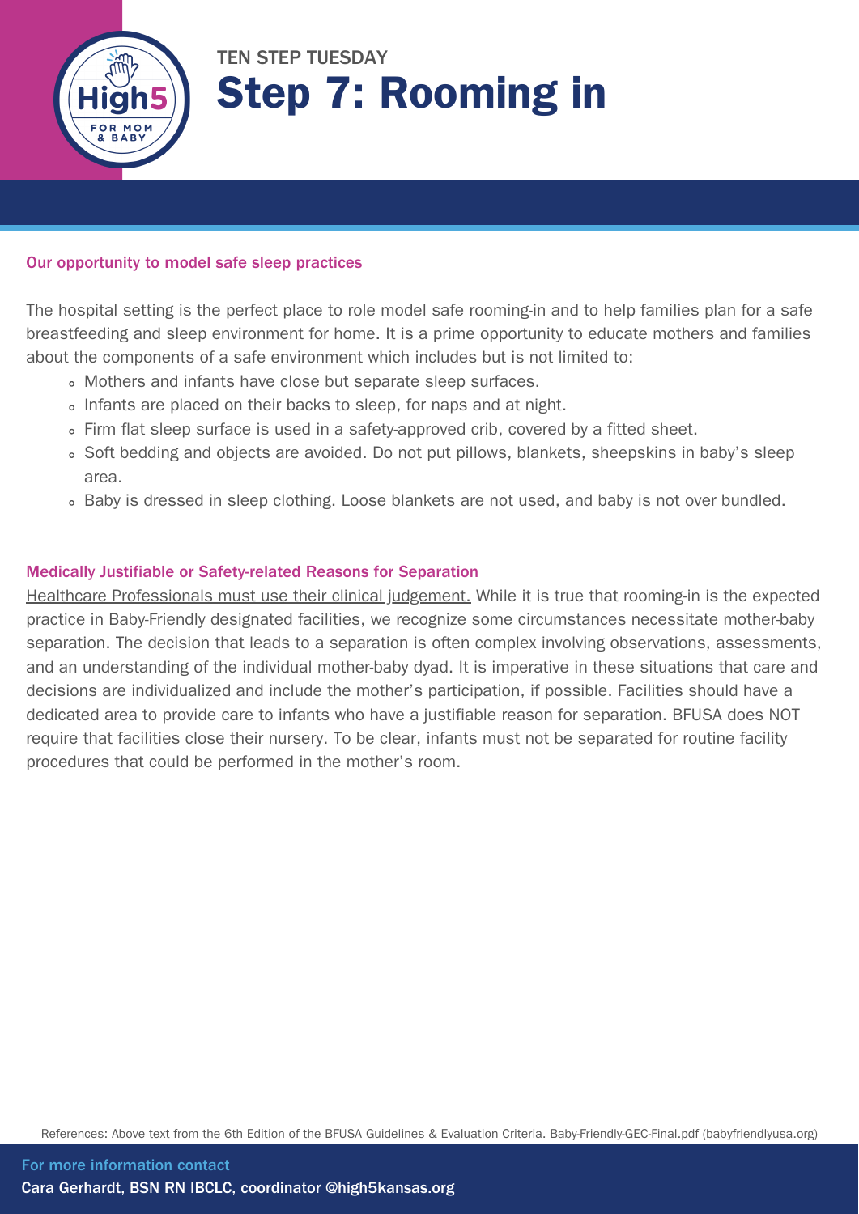TEN STEP TUESDAY

# Step 7: Rooming in

## Our opportunity to model safe sleep practices

The hospital setting is the perfect place to role model safe rooming-in and to help families plan for a safe breastfeeding and sleep environment for home. It is a prime opportunity to educate mothers and families about the components of a safe environment which includes but is not limited to:

- Mothers and infants have close but separate sleep surfaces.
- Infants are placed on their backs to sleep, for naps and at night.
- Firm flat sleep surface is used in a safety-approved crib, covered by a fitted sheet.
- Soft bedding and objects are avoided. Do not put pillows, blankets, sheepskins in baby's sleep area.
- Baby is dressed in sleep clothing. Loose blankets are not used, and baby is not over bundled.

## Medically Justifiable or Safety-related Reasons for Separation

Healthcare Professionals must use their clinical judgement. While it is true that rooming-in is the expected practice in Baby-Friendly designated facilities, we recognize some circumstances necessitate mother-baby separation. The decision that leads to a separation is often complex involving observations, assessments, and an understanding of the individual mother-baby dyad. It is imperative in these situations that care and decisions are individualized and include the mother's participation, if possible. Facilities should have a dedicated area to provide care to infants who have a justifiable reason for separation. BFUSA does NOT require that facilities close their nursery. To be clear, infants must not be separated for routine facility procedures that could be performed in the mother's room.

References: Above text from the 6th Edition of the BFUSA Guidelines & Evaluation Criteria. Baby-Friendly-GEC-Final.pdf (babyfriendlyusa.org)

For more information contact

Cara Gerhardt, BSN RN IBCLC, coordinator @high5kansas.org